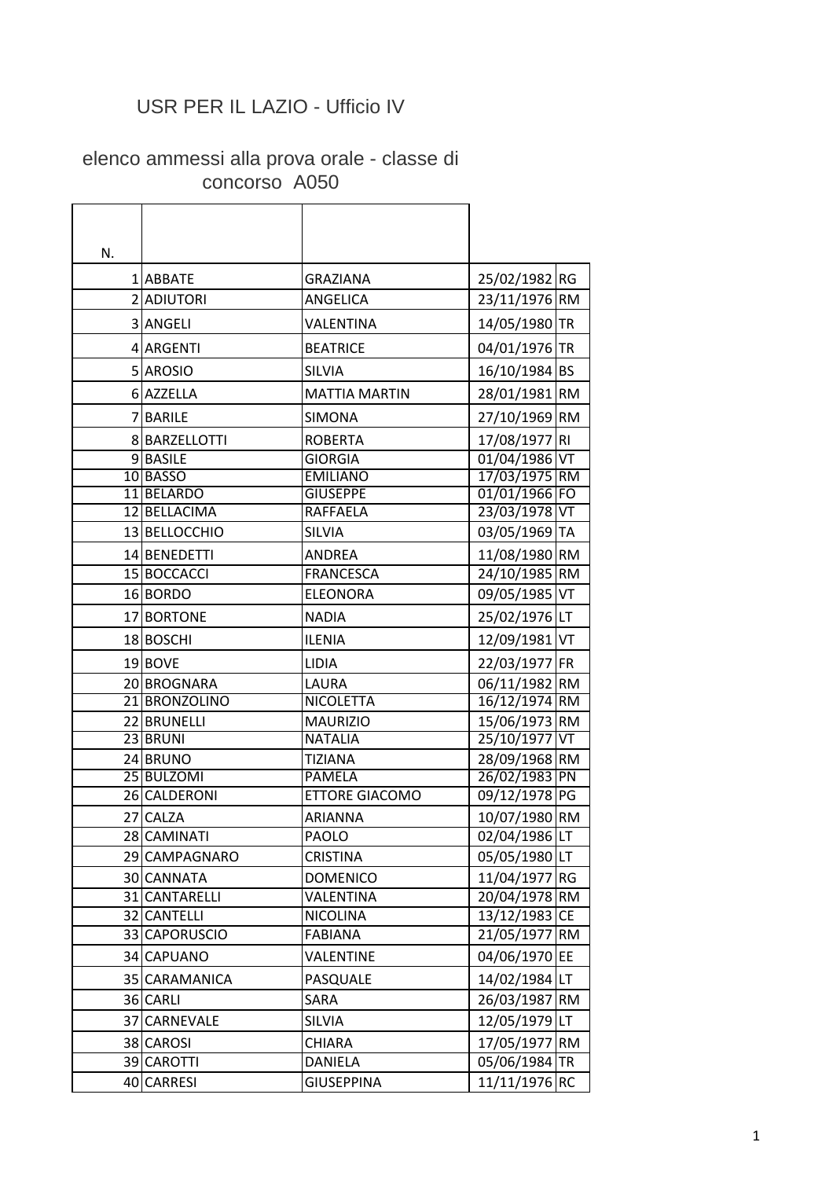# USR PER IL LAZIO - Ufficio IV

## elenco ammessi alla prova orale - classe di concorso A050

| N. | | | | |
|---|---|---|---|---|
| 1 | ABBATE | GRAZIANA | 25/02/1982 | RG |
| 2 | ADIUTORI | ANGELICA | 23/11/1976 | RM |
| 3 | ANGELI | VALENTINA | 14/05/1980 | TR |
| 4 | ARGENTI | BEATRICE | 04/01/1976 | TR |
| 5 | AROSIO | SILVIA | 16/10/1984 | BS |
| 6 | AZZELLA | MATTIA MARTIN | 28/01/1981 | RM |
| 7 | BARILE | SIMONA | 27/10/1969 | RM |
| 8 | BARZELLOTTI | ROBERTA | 17/08/1977 | RI |
| 9 | BASILE | GIORGIA | 01/04/1986 | VT |
| 10 | BASSO | EMILIANO | 17/03/1975 | RM |
| 11 | BELARDO | GIUSEPPE | 01/01/1966 | FO |
| 12 | BELLACIMA | RAFFAELA | 23/03/1978 | VT |
| 13 | BELLOCCHIO | SILVIA | 03/05/1969 | TA |
| 14 | BENEDETTI | ANDREA | 11/08/1980 | RM |
| 15 | BOCCACCI | FRANCESCA | 24/10/1985 | RM |
| 16 | BORDO | ELEONORA | 09/05/1985 | VT |
| 17 | BORTONE | NADIA | 25/02/1976 | LT |
| 18 | BOSCHI | ILENIA | 12/09/1981 | VT |
| 19 | BOVE | LIDIA | 22/03/1977 | FR |
| 20 | BROGNARA | LAURA | 06/11/1982 | RM |
| 21 | BRONZOLINO | NICOLETTA | 16/12/1974 | RM |
| 22 | BRUNELLI | MAURIZIO | 15/06/1973 | RM |
| 23 | BRUNI | NATALIA | 25/10/1977 | VT |
| 24 | BRUNO | TIZIANA | 28/09/1968 | RM |
| 25 | BULZOMI | PAMELA | 26/02/1983 | PN |
| 26 | CALDERONI | ETTORE GIACOMO | 09/12/1978 | PG |
| 27 | CALZA | ARIANNA | 10/07/1980 | RM |
| 28 | CAMINATI | PAOLO | 02/04/1986 | LT |
| 29 | CAMPAGNARO | CRISTINA | 05/05/1980 | LT |
| 30 | CANNATA | DOMENICO | 11/04/1977 | RG |
| 31 | CANTARELLI | VALENTINA | 20/04/1978 | RM |
| 32 | CANTELLI | NICOLINA | 13/12/1983 | CE |
| 33 | CAPORUSCIO | FABIANA | 21/05/1977 | RM |
| 34 | CAPUANO | VALENTINE | 04/06/1970 | EE |
| 35 | CARAMANICA | PASQUALE | 14/02/1984 | LT |
| 36 | CARLI | SARA | 26/03/1987 | RM |
| 37 | CARNEVALE | SILVIA | 12/05/1979 | LT |
| 38 | CAROSI | CHIARA | 17/05/1977 | RM |
| 39 | CAROTTI | DANIELA | 05/06/1984 | TR |
| 40 | CARRESI | GIUSEPPINA | 11/11/1976 | RC |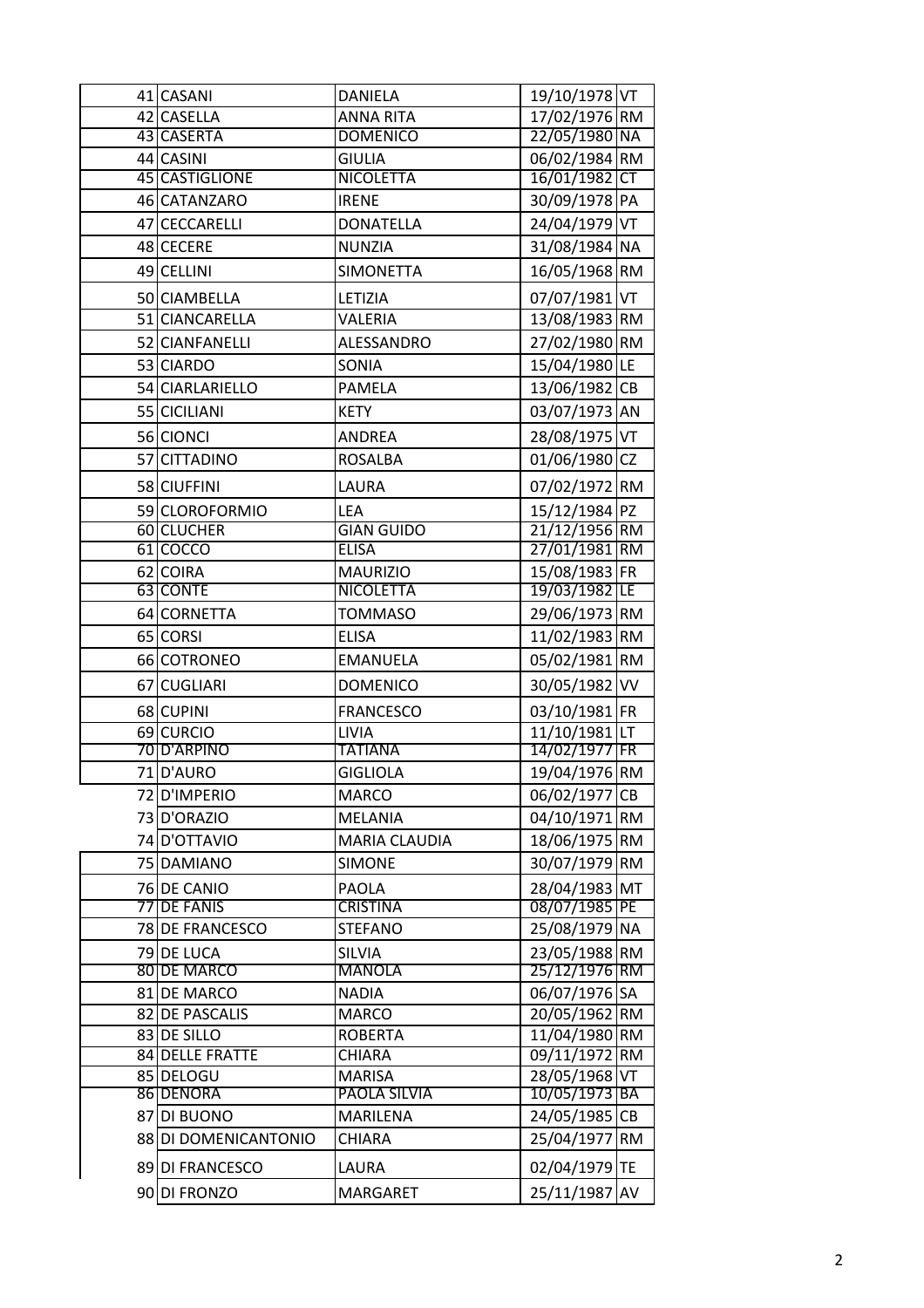| | | | | |
|---|---|---|---|---|
| 41 | CASANI | DANIELA | 19/10/1978 | VT |
| 42 | CASELLA | ANNA RITA | 17/02/1976 | RM |
| 43 | CASERTA | DOMENICO | 22/05/1980 | NA |
| 44 | CASINI | GIULIA | 06/02/1984 | RM |
| 45 | CASTIGLIONE | NICOLETTA | 16/01/1982 | CT |
| 46 | CATANZARO | IRENE | 30/09/1978 | PA |
| 47 | CECCARELLI | DONATELLA | 24/04/1979 | VT |
| 48 | CECERE | NUNZIA | 31/08/1984 | NA |
| 49 | CELLINI | SIMONETTA | 16/05/1968 | RM |
| 50 | CIAMBELLA | LETIZIA | 07/07/1981 | VT |
| 51 | CIANCARELLA | VALERIA | 13/08/1983 | RM |
| 52 | CIANFANELLI | ALESSANDRO | 27/02/1980 | RM |
| 53 | CIARDO | SONIA | 15/04/1980 | LE |
| 54 | CIARLARIELLO | PAMELA | 13/06/1982 | CB |
| 55 | CICILIANI | KETY | 03/07/1973 | AN |
| 56 | CIONCI | ANDREA | 28/08/1975 | VT |
| 57 | CITTADINO | ROSALBA | 01/06/1980 | CZ |
| 58 | CIUFFINI | LAURA | 07/02/1972 | RM |
| 59 | CLOROFORMIO | LEA | 15/12/1984 | PZ |
| 60 | CLUCHER | GIAN GUIDO | 21/12/1956 | RM |
| 61 | COCCO | ELISA | 27/01/1981 | RM |
| 62 | COIRA | MAURIZIO | 15/08/1983 | FR |
| 63 | CONTE | NICOLETTA | 19/03/1982 | LE |
| 64 | CORNETTA | TOMMASO | 29/06/1973 | RM |
| 65 | CORSI | ELISA | 11/02/1983 | RM |
| 66 | COTRONEO | EMANUELA | 05/02/1981 | RM |
| 67 | CUGLIARI | DOMENICO | 30/05/1982 | VV |
| 68 | CUPINI | FRANCESCO | 03/10/1981 | FR |
| 69 | CURCIO | LIVIA | 11/10/1981 | LT |
| 70 | D'ARPINO | TATIANA | 14/02/1977 | FR |
| 71 | D'AURO | GIGLIOLA | 19/04/1976 | RM |
| 72 | D'IMPERIO | MARCO | 06/02/1977 | CB |
| 73 | D'ORAZIO | MELANIA | 04/10/1971 | RM |
| 74 | D'OTTAVIO | MARIA CLAUDIA | 18/06/1975 | RM |
| 75 | DAMIANO | SIMONE | 30/07/1979 | RM |
| 76 | DE CANIO | PAOLA | 28/04/1983 | MT |
| 77 | DE FANIS | CRISTINA | 08/07/1985 | PE |
| 78 | DE FRANCESCO | STEFANO | 25/08/1979 | NA |
| 79 | DE LUCA | SILVIA | 23/05/1988 | RM |
| 80 | DE MARCO | MANOLA | 25/12/1976 | RM |
| 81 | DE MARCO | NADIA | 06/07/1976 | SA |
| 82 | DE PASCALIS | MARCO | 20/05/1962 | RM |
| 83 | DE SILLO | ROBERTA | 11/04/1980 | RM |
| 84 | DELLE FRATTE | CHIARA | 09/11/1972 | RM |
| 85 | DELOGU | MARISA | 28/05/1968 | VT |
| 86 | DENORA | PAOLA SILVIA | 10/05/1973 | BA |
| 87 | DI BUONO | MARILENA | 24/05/1985 | CB |
| 88 | DI DOMENICANTONIO | CHIARA | 25/04/1977 | RM |
| 89 | DI FRANCESCO | LAURA | 02/04/1979 | TE |
| 90 | DI FRONZO | MARGARET | 25/11/1987 | AV |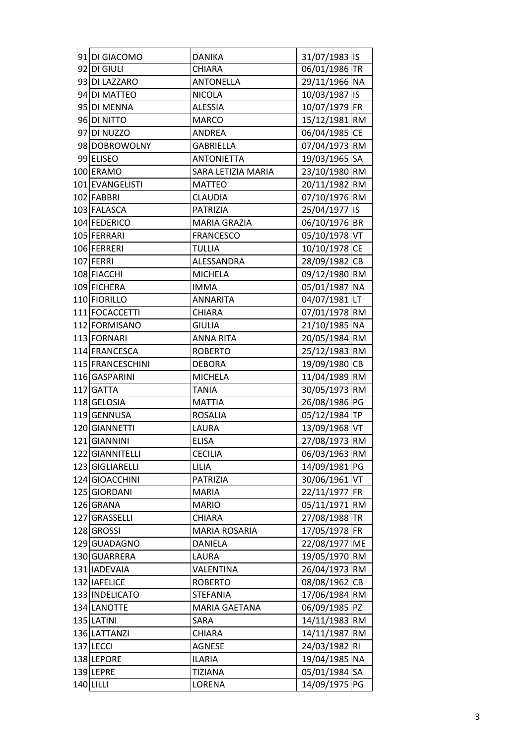| | | | | |
|---|---|---|---|---|
| 91 | DI GIACOMO | DANIKA | 31/07/1983 | IS |
| 92 | DI GIULI | CHIARA | 06/01/1986 | TR |
| 93 | DI LAZZARO | ANTONELLA | 29/11/1966 | NA |
| 94 | DI MATTEO | NICOLA | 10/03/1987 | IS |
| 95 | DI MENNA | ALESSIA | 10/07/1979 | FR |
| 96 | DI NITTO | MARCO | 15/12/1981 | RM |
| 97 | DI NUZZO | ANDREA | 06/04/1985 | CE |
| 98 | DOBROWOLNY | GABRIELLA | 07/04/1973 | RM |
| 99 | ELISEO | ANTONIETTA | 19/03/1965 | SA |
| 100 | ERAMO | SARA LETIZIA MARIA | 23/10/1980 | RM |
| 101 | EVANGELISTI | MATTEO | 20/11/1982 | RM |
| 102 | FABBRI | CLAUDIA | 07/10/1976 | RM |
| 103 | FALASCA | PATRIZIA | 25/04/1977 | IS |
| 104 | FEDERICO | MARIA GRAZIA | 06/10/1976 | BR |
| 105 | FERRARI | FRANCESCO | 05/10/1978 | VT |
| 106 | FERRERI | TULLIA | 10/10/1978 | CE |
| 107 | FERRI | ALESSANDRA | 28/09/1982 | CB |
| 108 | FIACCHI | MICHELA | 09/12/1980 | RM |
| 109 | FICHERA | IMMA | 05/01/1987 | NA |
| 110 | FIORILLO | ANNARITA | 04/07/1981 | LT |
| 111 | FOCACCETTI | CHIARA | 07/01/1978 | RM |
| 112 | FORMISANO | GIULIA | 21/10/1985 | NA |
| 113 | FORNARI | ANNA RITA | 20/05/1984 | RM |
| 114 | FRANCESCA | ROBERTO | 25/12/1983 | RM |
| 115 | FRANCESCHINI | DEBORA | 19/09/1980 | CB |
| 116 | GASPARINI | MICHELA | 11/04/1989 | RM |
| 117 | GATTA | TANIA | 30/05/1973 | RM |
| 118 | GELOSIA | MATTIA | 26/08/1986 | PG |
| 119 | GENNUSA | ROSALIA | 05/12/1984 | TP |
| 120 | GIANNETTI | LAURA | 13/09/1968 | VT |
| 121 | GIANNINI | ELISA | 27/08/1973 | RM |
| 122 | GIANNITELLI | CECILIA | 06/03/1963 | RM |
| 123 | GIGLIARELLI | LILIA | 14/09/1981 | PG |
| 124 | GIOACCHINI | PATRIZIA | 30/06/1961 | VT |
| 125 | GIORDANI | MARIA | 22/11/1977 | FR |
| 126 | GRANA | MARIO | 05/11/1971 | RM |
| 127 | GRASSELLI | CHIARA | 27/08/1988 | TR |
| 128 | GROSSI | MARIA ROSARIA | 17/05/1978 | FR |
| 129 | GUADAGNO | DANIELA | 22/08/1977 | ME |
| 130 | GUARRERA | LAURA | 19/05/1970 | RM |
| 131 | IADEVAIA | VALENTINA | 26/04/1973 | RM |
| 132 | IAFELICE | ROBERTO | 08/08/1962 | CB |
| 133 | INDELICATO | STEFANIA | 17/06/1984 | RM |
| 134 | LANOTTE | MARIA GAETANA | 06/09/1985 | PZ |
| 135 | LATINI | SARA | 14/11/1983 | RM |
| 136 | LATTANZI | CHIARA | 14/11/1987 | RM |
| 137 | LECCI | AGNESE | 24/03/1982 | RI |
| 138 | LEPORE | ILARIA | 19/04/1985 | NA |
| 139 | LEPRE | TIZIANA | 05/01/1984 | SA |
| 140 | LILLI | LORENA | 14/09/1975 | PG |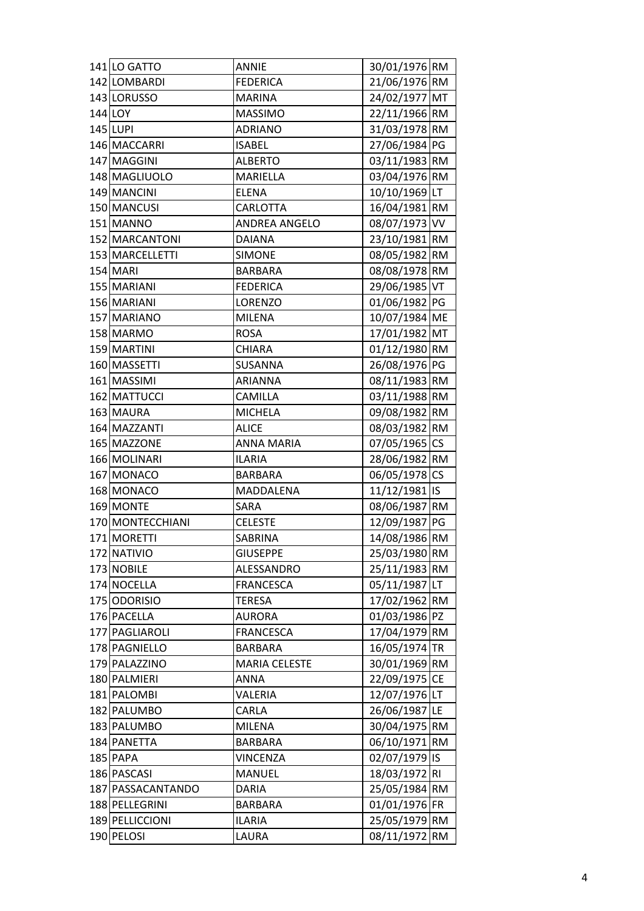| | | | | |
|---|---|---|---|---|
| 141 | LO GATTO | ANNIE | 30/01/1976 | RM |
| 142 | LOMBARDI | FEDERICA | 21/06/1976 | RM |
| 143 | LORUSSO | MARINA | 24/02/1977 | MT |
| 144 | LOY | MASSIMO | 22/11/1966 | RM |
| 145 | LUPI | ADRIANO | 31/03/1978 | RM |
| 146 | MACCARRI | ISABEL | 27/06/1984 | PG |
| 147 | MAGGINI | ALBERTO | 03/11/1983 | RM |
| 148 | MAGLIUOLO | MARIELLA | 03/04/1976 | RM |
| 149 | MANCINI | ELENA | 10/10/1969 | LT |
| 150 | MANCUSI | CARLOTTA | 16/04/1981 | RM |
| 151 | MANNO | ANDREA ANGELO | 08/07/1973 | VV |
| 152 | MARCANTONI | DAIANA | 23/10/1981 | RM |
| 153 | MARCELLETTI | SIMONE | 08/05/1982 | RM |
| 154 | MARI | BARBARA | 08/08/1978 | RM |
| 155 | MARIANI | FEDERICA | 29/06/1985 | VT |
| 156 | MARIANI | LORENZO | 01/06/1982 | PG |
| 157 | MARIANO | MILENA | 10/07/1984 | ME |
| 158 | MARMO | ROSA | 17/01/1982 | MT |
| 159 | MARTINI | CHIARA | 01/12/1980 | RM |
| 160 | MASSETTI | SUSANNA | 26/08/1976 | PG |
| 161 | MASSIMI | ARIANNA | 08/11/1983 | RM |
| 162 | MATTUCCI | CAMILLA | 03/11/1988 | RM |
| 163 | MAURA | MICHELA | 09/08/1982 | RM |
| 164 | MAZZANTI | ALICE | 08/03/1982 | RM |
| 165 | MAZZONE | ANNA MARIA | 07/05/1965 | CS |
| 166 | MOLINARI | ILARIA | 28/06/1982 | RM |
| 167 | MONACO | BARBARA | 06/05/1978 | CS |
| 168 | MONACO | MADDALENA | 11/12/1981 | IS |
| 169 | MONTE | SARA | 08/06/1987 | RM |
| 170 | MONTECCHIANI | CELESTE | 12/09/1987 | PG |
| 171 | MORETTI | SABRINA | 14/08/1986 | RM |
| 172 | NATIVIO | GIUSEPPE | 25/03/1980 | RM |
| 173 | NOBILE | ALESSANDRO | 25/11/1983 | RM |
| 174 | NOCELLA | FRANCESCA | 05/11/1987 | LT |
| 175 | ODORISIO | TERESA | 17/02/1962 | RM |
| 176 | PACELLA | AURORA | 01/03/1986 | PZ |
| 177 | PAGLIAROLI | FRANCESCA | 17/04/1979 | RM |
| 178 | PAGNIELLO | BARBARA | 16/05/1974 | TR |
| 179 | PALAZZINO | MARIA CELESTE | 30/01/1969 | RM |
| 180 | PALMIERI | ANNA | 22/09/1975 | CE |
| 181 | PALOMBI | VALERIA | 12/07/1976 | LT |
| 182 | PALUMBO | CARLA | 26/06/1987 | LE |
| 183 | PALUMBO | MILENA | 30/04/1975 | RM |
| 184 | PANETTA | BARBARA | 06/10/1971 | RM |
| 185 | PAPA | VINCENZA | 02/07/1979 | IS |
| 186 | PASCASI | MANUEL | 18/03/1972 | RI |
| 187 | PASSACANTANDO | DARIA | 25/05/1984 | RM |
| 188 | PELLEGRINI | BARBARA | 01/01/1976 | FR |
| 189 | PELLICCIONI | ILARIA | 25/05/1979 | RM |
| 190 | PELOSI | LAURA | 08/11/1972 | RM |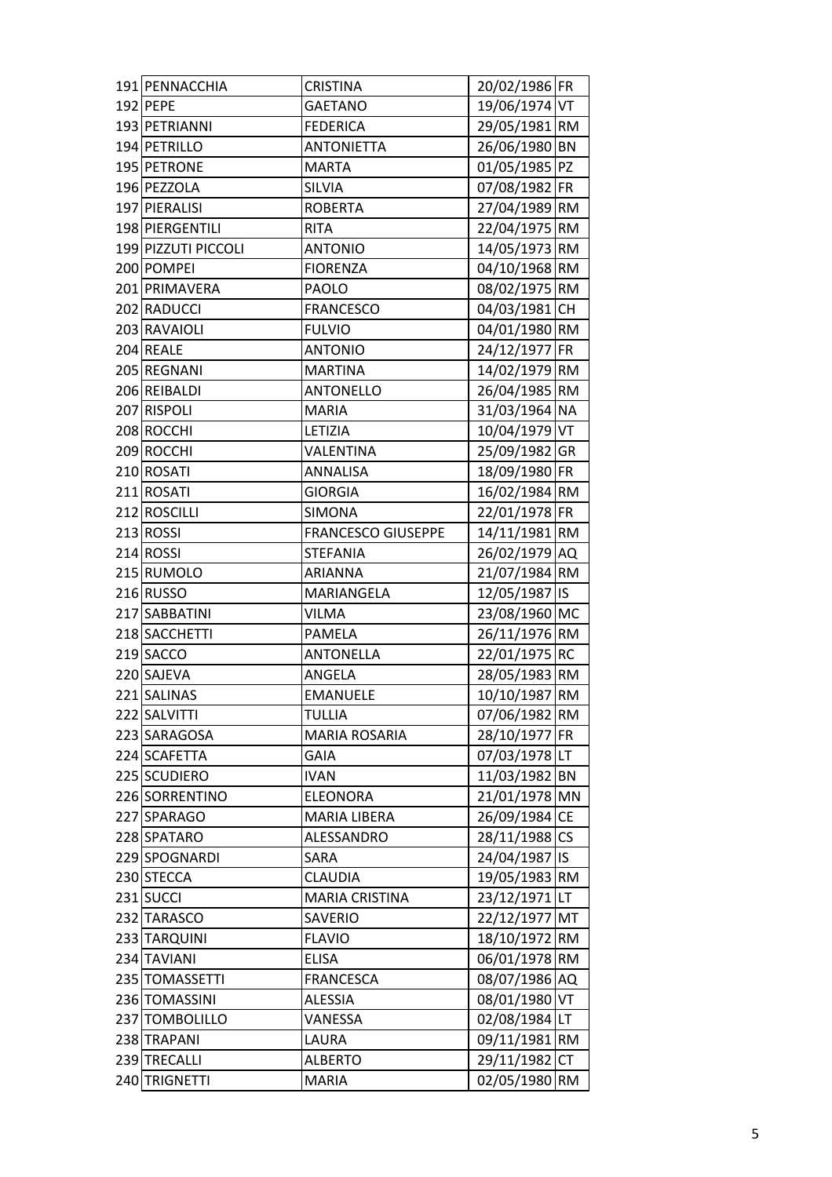| | | | | |
|---|---|---|---|---|
| 191 | PENNACCHIA | CRISTINA | 20/02/1986 | FR |
| 192 | PEPE | GAETANO | 19/06/1974 | VT |
| 193 | PETRIANNI | FEDERICA | 29/05/1981 | RM |
| 194 | PETRILLO | ANTONIETTA | 26/06/1980 | BN |
| 195 | PETRONE | MARTA | 01/05/1985 | PZ |
| 196 | PEZZOLA | SILVIA | 07/08/1982 | FR |
| 197 | PIERALISI | ROBERTA | 27/04/1989 | RM |
| 198 | PIERGENTILI | RITA | 22/04/1975 | RM |
| 199 | PIZZUTI PICCOLI | ANTONIO | 14/05/1973 | RM |
| 200 | POMPEI | FIORENZA | 04/10/1968 | RM |
| 201 | PRIMAVERA | PAOLO | 08/02/1975 | RM |
| 202 | RADUCCI | FRANCESCO | 04/03/1981 | CH |
| 203 | RAVAIOLI | FULVIO | 04/01/1980 | RM |
| 204 | REALE | ANTONIO | 24/12/1977 | FR |
| 205 | REGNANI | MARTINA | 14/02/1979 | RM |
| 206 | REIBALDI | ANTONELLO | 26/04/1985 | RM |
| 207 | RISPOLI | MARIA | 31/03/1964 | NA |
| 208 | ROCCHI | LETIZIA | 10/04/1979 | VT |
| 209 | ROCCHI | VALENTINA | 25/09/1982 | GR |
| 210 | ROSATI | ANNALISA | 18/09/1980 | FR |
| 211 | ROSATI | GIORGIA | 16/02/1984 | RM |
| 212 | ROSCILLI | SIMONA | 22/01/1978 | FR |
| 213 | ROSSI | FRANCESCO GIUSEPPE | 14/11/1981 | RM |
| 214 | ROSSI | STEFANIA | 26/02/1979 | AQ |
| 215 | RUMOLO | ARIANNA | 21/07/1984 | RM |
| 216 | RUSSO | MARIANGELA | 12/05/1987 | IS |
| 217 | SABBATINI | VILMA | 23/08/1960 | MC |
| 218 | SACCHETTI | PAMELA | 26/11/1976 | RM |
| 219 | SACCO | ANTONELLA | 22/01/1975 | RC |
| 220 | SAJEVA | ANGELA | 28/05/1983 | RM |
| 221 | SALINAS | EMANUELE | 10/10/1987 | RM |
| 222 | SALVITTI | TULLIA | 07/06/1982 | RM |
| 223 | SARAGOSA | MARIA ROSARIA | 28/10/1977 | FR |
| 224 | SCAFETTA | GAIA | 07/03/1978 | LT |
| 225 | SCUDIERO | IVAN | 11/03/1982 | BN |
| 226 | SORRENTINO | ELEONORA | 21/01/1978 | MN |
| 227 | SPARAGO | MARIA LIBERA | 26/09/1984 | CE |
| 228 | SPATARO | ALESSANDRO | 28/11/1988 | CS |
| 229 | SPOGNARDI | SARA | 24/04/1987 | IS |
| 230 | STECCA | CLAUDIA | 19/05/1983 | RM |
| 231 | SUCCI | MARIA CRISTINA | 23/12/1971 | LT |
| 232 | TARASCO | SAVERIO | 22/12/1977 | MT |
| 233 | TARQUINI | FLAVIO | 18/10/1972 | RM |
| 234 | TAVIANI | ELISA | 06/01/1978 | RM |
| 235 | TOMASSETTI | FRANCESCA | 08/07/1986 | AQ |
| 236 | TOMASSINI | ALESSIA | 08/01/1980 | VT |
| 237 | TOMBOLILLO | VANESSA | 02/08/1984 | LT |
| 238 | TRAPANI | LAURA | 09/11/1981 | RM |
| 239 | TRECALLI | ALBERTO | 29/11/1982 | CT |
| 240 | TRIGNETTI | MARIA | 02/05/1980 | RM |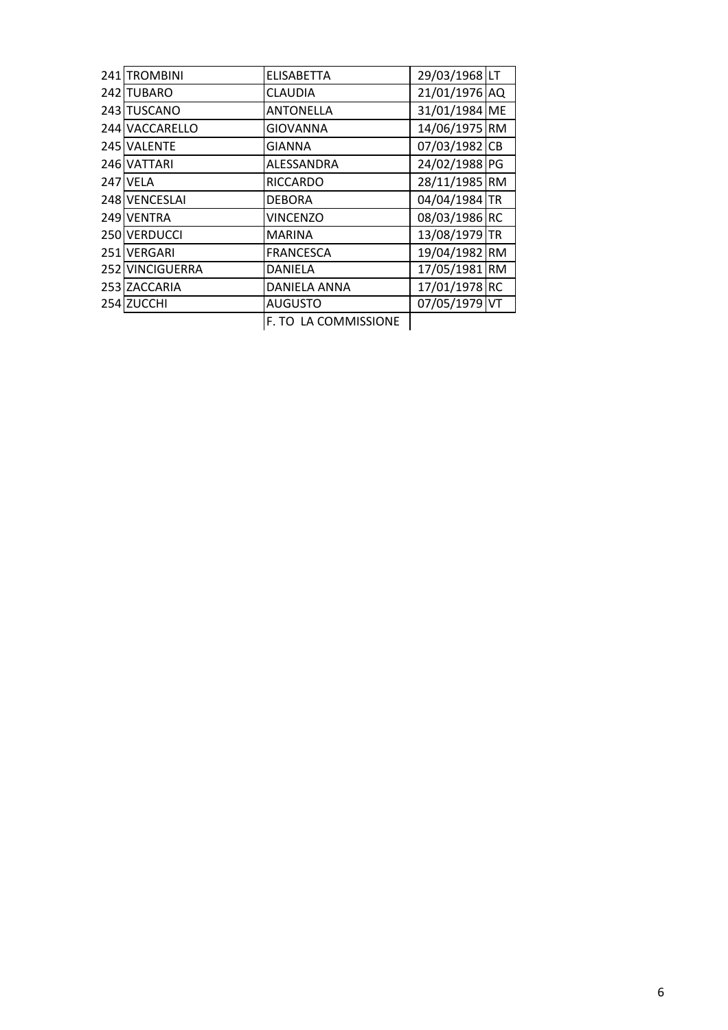| | | | | |
|---|---|---|---|---|
| 241 | TROMBINI | ELISABETTA | 29/03/1968 | LT |
| 242 | TUBARO | CLAUDIA | 21/01/1976 | AQ |
| 243 | TUSCANO | ANTONELLA | 31/01/1984 | ME |
| 244 | VACCARELLO | GIOVANNA | 14/06/1975 | RM |
| 245 | VALENTE | GIANNA | 07/03/1982 | CB |
| 246 | VATTARI | ALESSANDRA | 24/02/1988 | PG |
| 247 | VELA | RICCARDO | 28/11/1985 | RM |
| 248 | VENCESLAI | DEBORA | 04/04/1984 | TR |
| 249 | VENTRA | VINCENZO | 08/03/1986 | RC |
| 250 | VERDUCCI | MARINA | 13/08/1979 | TR |
| 251 | VERGARI | FRANCESCA | 19/04/1982 | RM |
| 252 | VINCIGUERRA | DANIELA | 17/05/1981 | RM |
| 253 | ZACCARIA | DANIELA ANNA | 17/01/1978 | RC |
| 254 | ZUCCHI | AUGUSTO | 07/05/1979 | VT |
| | | F. TO LA COMMISSIONE | | |